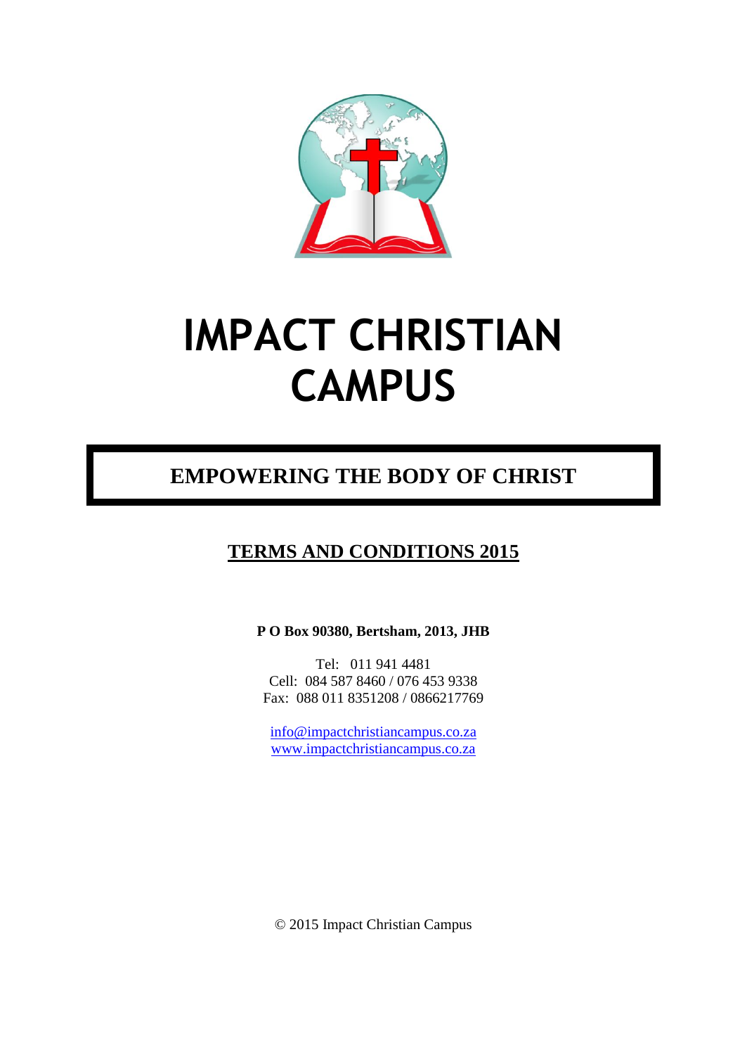# IMPACT CHRISTIAN CAMPUS

## EMPOWERING THE BODY OF CHRIST

## TERMS AND CONDITIONS 2015

**P O Box 90380, Bertsham, 2013, JHB**

Tel: 011 941 4481
Cell: 084 587 8460 / 076 453 9338
Fax: 088 011 8351208 / 0866217769

info@impactchristiancampus.co.za
www.impactchristiancampus.co.za

© 2015 Impact Christian Campus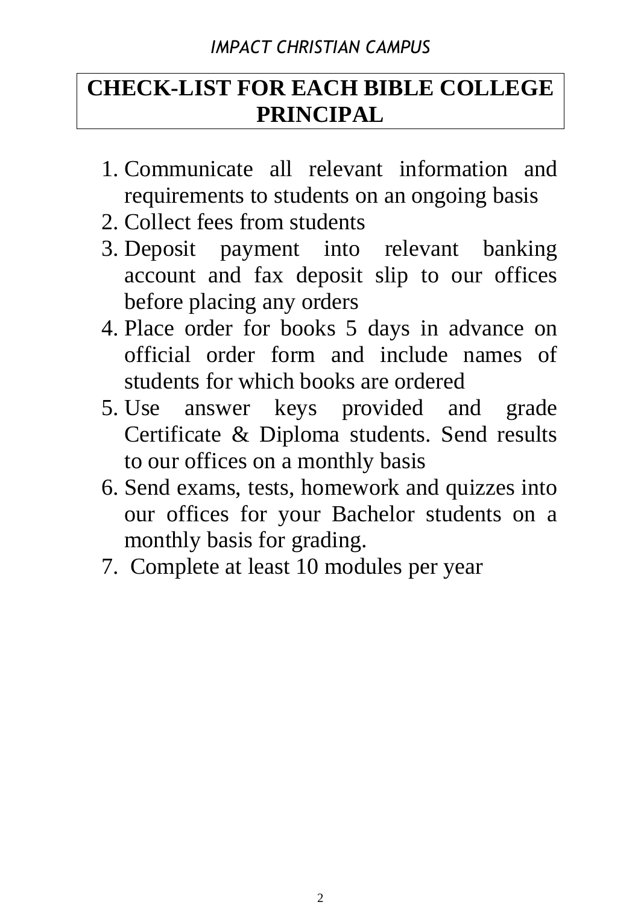# CHECK-LIST FOR EACH BIBLE COLLEGE PRINCIPAL

1. Communicate all relevant information and requirements to students on an ongoing basis
2. Collect fees from students
3. Deposit payment into relevant banking account and fax deposit slip to our offices before placing any orders
4. Place order for books 5 days in advance on official order form and include names of students for which books are ordered
5. Use answer keys provided and grade Certificate & Diploma students. Send results to our offices on a monthly basis
6. Send exams, tests, homework and quizzes into our offices for your Bachelor students on a monthly basis for grading.
7. Complete at least 10 modules per year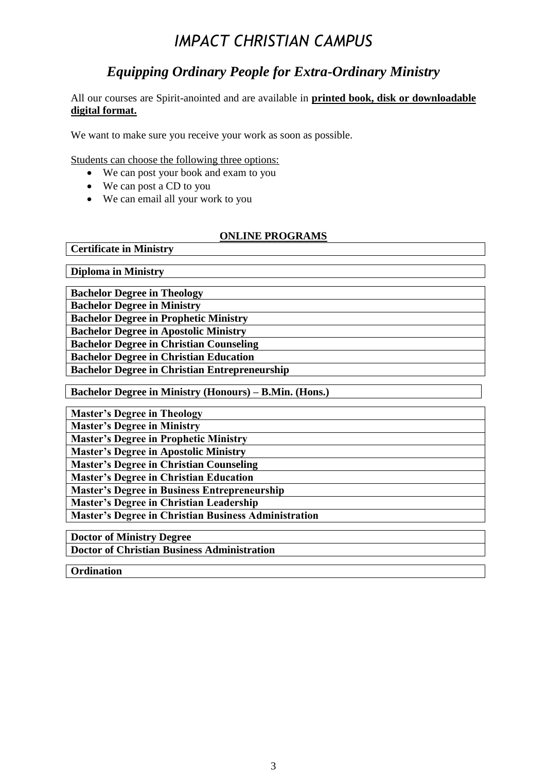# IMPACT CHRISTIAN CAMPUS

## *Equipping Ordinary People for Extra-Ordinary Ministry*

All our courses are Spirit-anointed and are available in **printed book, disk or downloadable digital format.**

We want to make sure you receive your work as soon as possible.

Students can choose the following three options:

- We can post your book and exam to you
- We can post a CD to you
- We can email all your work to you

**ONLINE PROGRAMS**

**Certificate in Ministry**

**Diploma in Ministry**

**Bachelor Degree in Theology**
**Bachelor Degree in Ministry**
**Bachelor Degree in Prophetic Ministry**
**Bachelor Degree in Apostolic Ministry**
**Bachelor Degree in Christian Counseling**
**Bachelor Degree in Christian Education**
**Bachelor Degree in Christian Entrepreneurship**

**Bachelor Degree in Ministry (Honours) – B.Min. (Hons.)**

**Master's Degree in Theology**
**Master's Degree in Ministry**
**Master's Degree in Prophetic Ministry**
**Master's Degree in Apostolic Ministry**
**Master's Degree in Christian Counseling**
**Master's Degree in Christian Education**
**Master's Degree in Business Entrepreneurship**
**Master's Degree in Christian Leadership**
**Master's Degree in Christian Business Administration**

**Doctor of Ministry Degree**
**Doctor of Christian Business Administration**

**Ordination**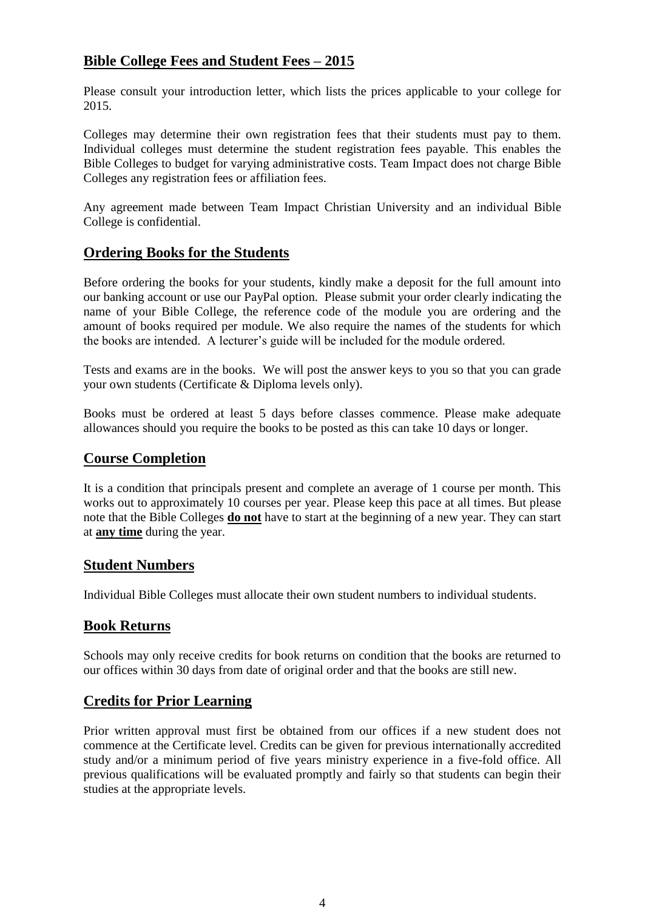## Bible College Fees and Student Fees – 2015

Please consult your introduction letter, which lists the prices applicable to your college for 2015.

Colleges may determine their own registration fees that their students must pay to them. Individual colleges must determine the student registration fees payable. This enables the Bible Colleges to budget for varying administrative costs. Team Impact does not charge Bible Colleges any registration fees or affiliation fees.

Any agreement made between Team Impact Christian University and an individual Bible College is confidential.

## Ordering Books for the Students

Before ordering the books for your students, kindly make a deposit for the full amount into our banking account or use our PayPal option. Please submit your order clearly indicating the name of your Bible College, the reference code of the module you are ordering and the amount of books required per module. We also require the names of the students for which the books are intended. A lecturer's guide will be included for the module ordered.

Tests and exams are in the books. We will post the answer keys to you so that you can grade your own students (Certificate & Diploma levels only).

Books must be ordered at least 5 days before classes commence. Please make adequate allowances should you require the books to be posted as this can take 10 days or longer.

## Course Completion

It is a condition that principals present and complete an average of 1 course per month. This works out to approximately 10 courses per year. Please keep this pace at all times. But please note that the Bible Colleges **do not** have to start at the beginning of a new year. They can start at **any time** during the year.

## Student Numbers

Individual Bible Colleges must allocate their own student numbers to individual students.

## Book Returns

Schools may only receive credits for book returns on condition that the books are returned to our offices within 30 days from date of original order and that the books are still new.

## Credits for Prior Learning

Prior written approval must first be obtained from our offices if a new student does not commence at the Certificate level. Credits can be given for previous internationally accredited study and/or a minimum period of five years ministry experience in a five-fold office. All previous qualifications will be evaluated promptly and fairly so that students can begin their studies at the appropriate levels.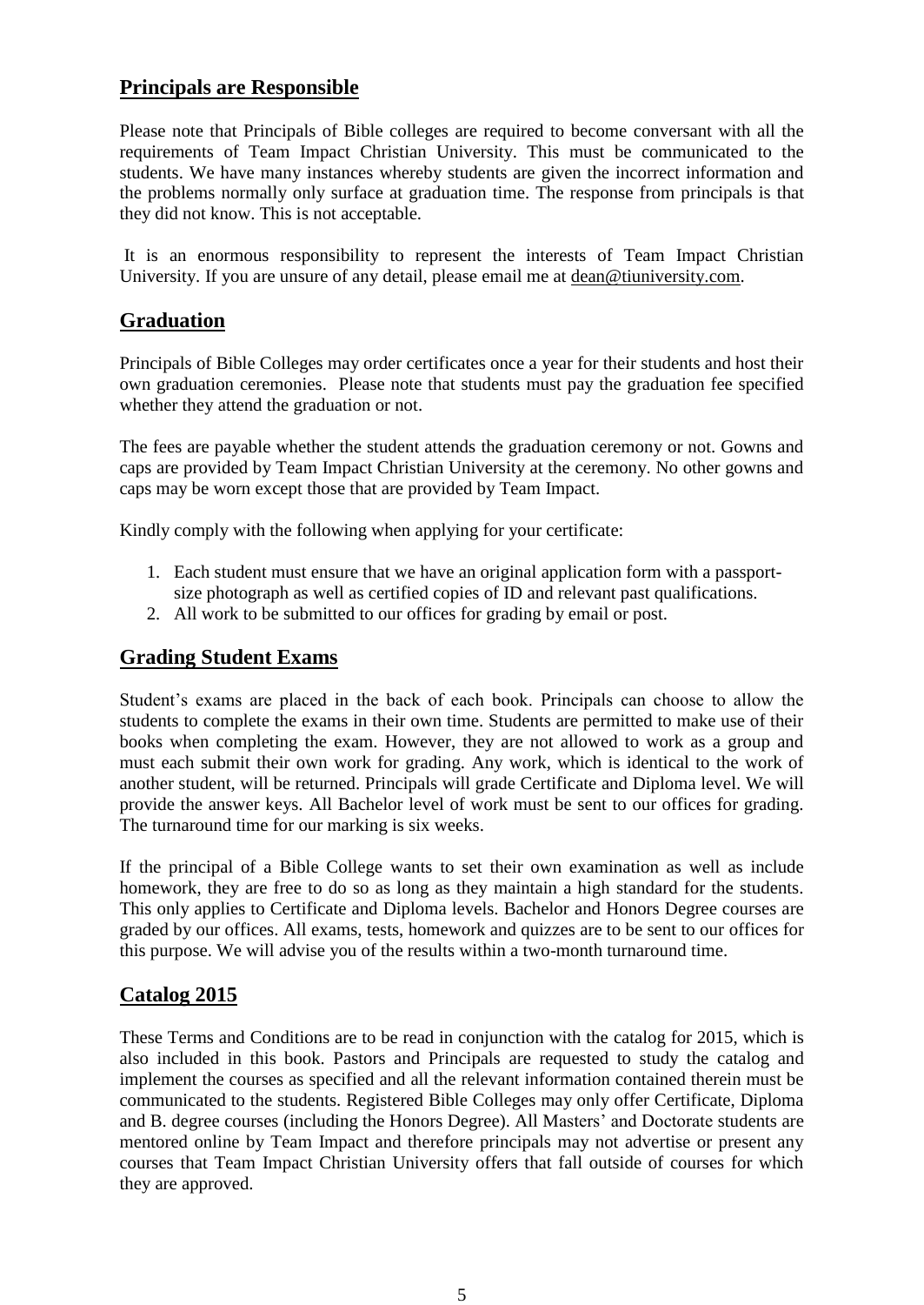## Principals are Responsible

Please note that Principals of Bible colleges are required to become conversant with all the requirements of Team Impact Christian University. This must be communicated to the students. We have many instances whereby students are given the incorrect information and the problems normally only surface at graduation time. The response from principals is that they did not know. This is not acceptable.

It is an enormous responsibility to represent the interests of Team Impact Christian University. If you are unsure of any detail, please email me at dean@tiuniversity.com.

## Graduation

Principals of Bible Colleges may order certificates once a year for their students and host their own graduation ceremonies. Please note that students must pay the graduation fee specified whether they attend the graduation or not.

The fees are payable whether the student attends the graduation ceremony or not. Gowns and caps are provided by Team Impact Christian University at the ceremony. No other gowns and caps may be worn except those that are provided by Team Impact.

Kindly comply with the following when applying for your certificate:

1. Each student must ensure that we have an original application form with a passport-size photograph as well as certified copies of ID and relevant past qualifications.
2. All work to be submitted to our offices for grading by email or post.

## Grading Student Exams

Student's exams are placed in the back of each book. Principals can choose to allow the students to complete the exams in their own time. Students are permitted to make use of their books when completing the exam. However, they are not allowed to work as a group and must each submit their own work for grading. Any work, which is identical to the work of another student, will be returned. Principals will grade Certificate and Diploma level. We will provide the answer keys. All Bachelor level of work must be sent to our offices for grading. The turnaround time for our marking is six weeks.

If the principal of a Bible College wants to set their own examination as well as include homework, they are free to do so as long as they maintain a high standard for the students. This only applies to Certificate and Diploma levels. Bachelor and Honors Degree courses are graded by our offices. All exams, tests, homework and quizzes are to be sent to our offices for this purpose. We will advise you of the results within a two-month turnaround time.

## Catalog 2015

These Terms and Conditions are to be read in conjunction with the catalog for 2015, which is also included in this book. Pastors and Principals are requested to study the catalog and implement the courses as specified and all the relevant information contained therein must be communicated to the students. Registered Bible Colleges may only offer Certificate, Diploma and B. degree courses (including the Honors Degree). All Masters' and Doctorate students are mentored online by Team Impact and therefore principals may not advertise or present any courses that Team Impact Christian University offers that fall outside of courses for which they are approved.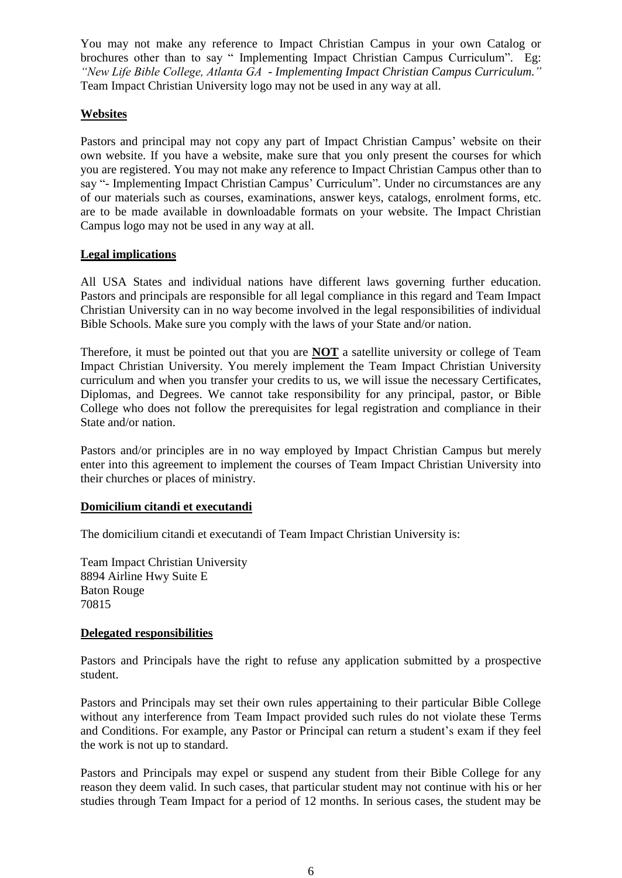You may not make any reference to Impact Christian Campus in your own Catalog or brochures other than to say " Implementing Impact Christian Campus Curriculum". Eg: *"New Life Bible College, Atlanta GA - Implementing Impact Christian Campus Curriculum."* Team Impact Christian University logo may not be used in any way at all.

**Websites**

Pastors and principal may not copy any part of Impact Christian Campus' website on their own website. If you have a website, make sure that you only present the courses for which you are registered. You may not make any reference to Impact Christian Campus other than to say "- Implementing Impact Christian Campus' Curriculum". Under no circumstances are any of our materials such as courses, examinations, answer keys, catalogs, enrolment forms, etc. are to be made available in downloadable formats on your website. The Impact Christian Campus logo may not be used in any way at all.

**Legal implications**

All USA States and individual nations have different laws governing further education. Pastors and principals are responsible for all legal compliance in this regard and Team Impact Christian University can in no way become involved in the legal responsibilities of individual Bible Schools. Make sure you comply with the laws of your State and/or nation.

Therefore, it must be pointed out that you are **NOT** a satellite university or college of Team Impact Christian University. You merely implement the Team Impact Christian University curriculum and when you transfer your credits to us, we will issue the necessary Certificates, Diplomas, and Degrees. We cannot take responsibility for any principal, pastor, or Bible College who does not follow the prerequisites for legal registration and compliance in their State and/or nation.

Pastors and/or principles are in no way employed by Impact Christian Campus but merely enter into this agreement to implement the courses of Team Impact Christian University into their churches or places of ministry.

**Domicilium citandi et executandi**

The domicilium citandi et executandi of Team Impact Christian University is:

Team Impact Christian University
8894 Airline Hwy Suite E
Baton Rouge
70815

**Delegated responsibilities**

Pastors and Principals have the right to refuse any application submitted by a prospective student.

Pastors and Principals may set their own rules appertaining to their particular Bible College without any interference from Team Impact provided such rules do not violate these Terms and Conditions. For example, any Pastor or Principal can return a student's exam if they feel the work is not up to standard.

Pastors and Principals may expel or suspend any student from their Bible College for any reason they deem valid. In such cases, that particular student may not continue with his or her studies through Team Impact for a period of 12 months. In serious cases, the student may be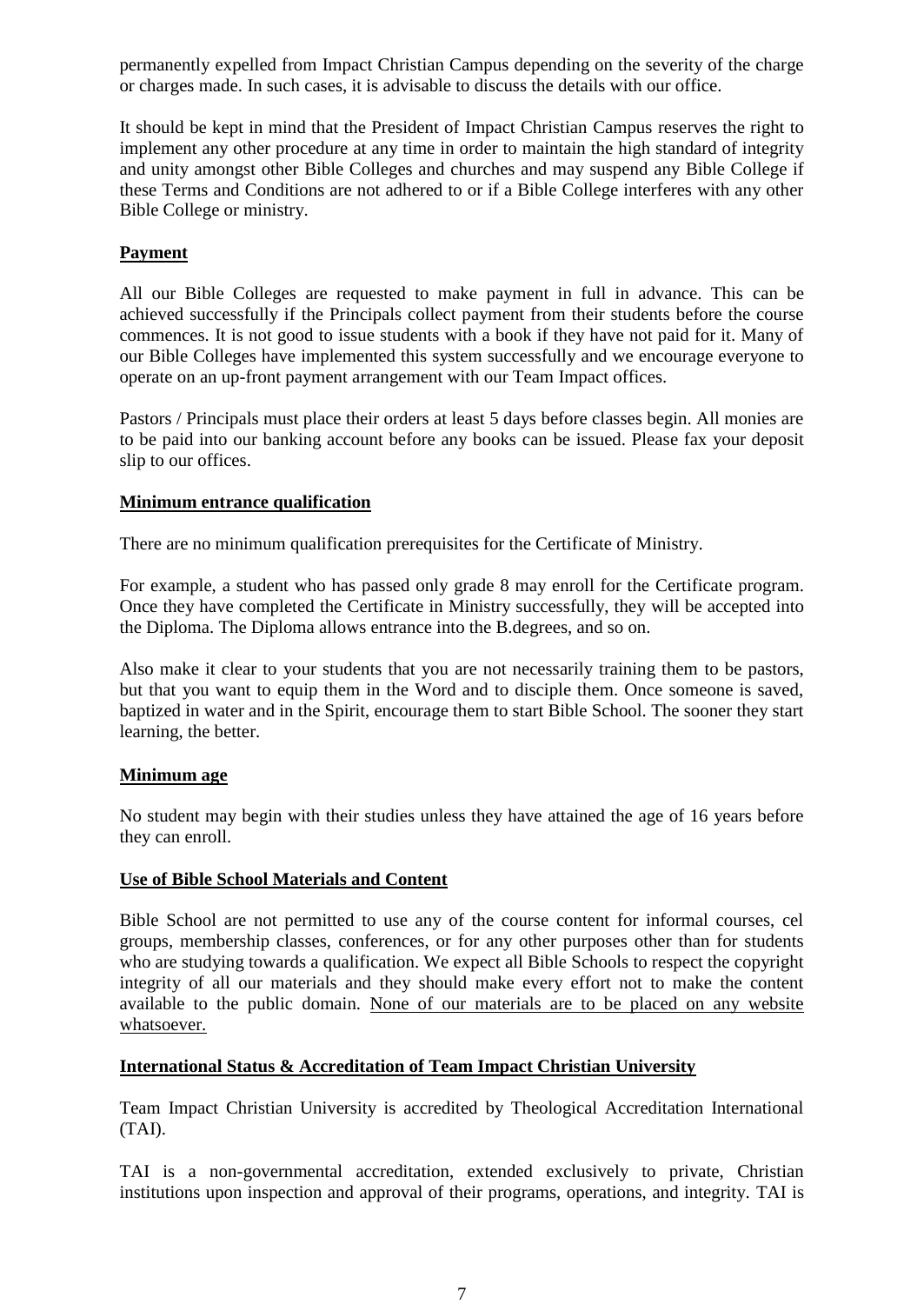permanently expelled from Impact Christian Campus depending on the severity of the charge or charges made. In such cases, it is advisable to discuss the details with our office.

It should be kept in mind that the President of Impact Christian Campus reserves the right to implement any other procedure at any time in order to maintain the high standard of integrity and unity amongst other Bible Colleges and churches and may suspend any Bible College if these Terms and Conditions are not adhered to or if a Bible College interferes with any other Bible College or ministry.

**Payment**

All our Bible Colleges are requested to make payment in full in advance. This can be achieved successfully if the Principals collect payment from their students before the course commences. It is not good to issue students with a book if they have not paid for it. Many of our Bible Colleges have implemented this system successfully and we encourage everyone to operate on an up-front payment arrangement with our Team Impact offices.

Pastors / Principals must place their orders at least 5 days before classes begin. All monies are to be paid into our banking account before any books can be issued. Please fax your deposit slip to our offices.

**Minimum entrance qualification**

There are no minimum qualification prerequisites for the Certificate of Ministry.

For example, a student who has passed only grade 8 may enroll for the Certificate program. Once they have completed the Certificate in Ministry successfully, they will be accepted into the Diploma. The Diploma allows entrance into the B.degrees, and so on.

Also make it clear to your students that you are not necessarily training them to be pastors, but that you want to equip them in the Word and to disciple them. Once someone is saved, baptized in water and in the Spirit, encourage them to start Bible School. The sooner they start learning, the better.

**Minimum age**

No student may begin with their studies unless they have attained the age of 16 years before they can enroll.

**Use of Bible School Materials and Content**

Bible School are not permitted to use any of the course content for informal courses, cel groups, membership classes, conferences, or for any other purposes other than for students who are studying towards a qualification. We expect all Bible Schools to respect the copyright integrity of all our materials and they should make every effort not to make the content available to the public domain. None of our materials are to be placed on any website whatsoever.

**International Status & Accreditation of Team Impact Christian University**

Team Impact Christian University is accredited by Theological Accreditation International (TAI).

TAI is a non-governmental accreditation, extended exclusively to private, Christian institutions upon inspection and approval of their programs, operations, and integrity. TAI is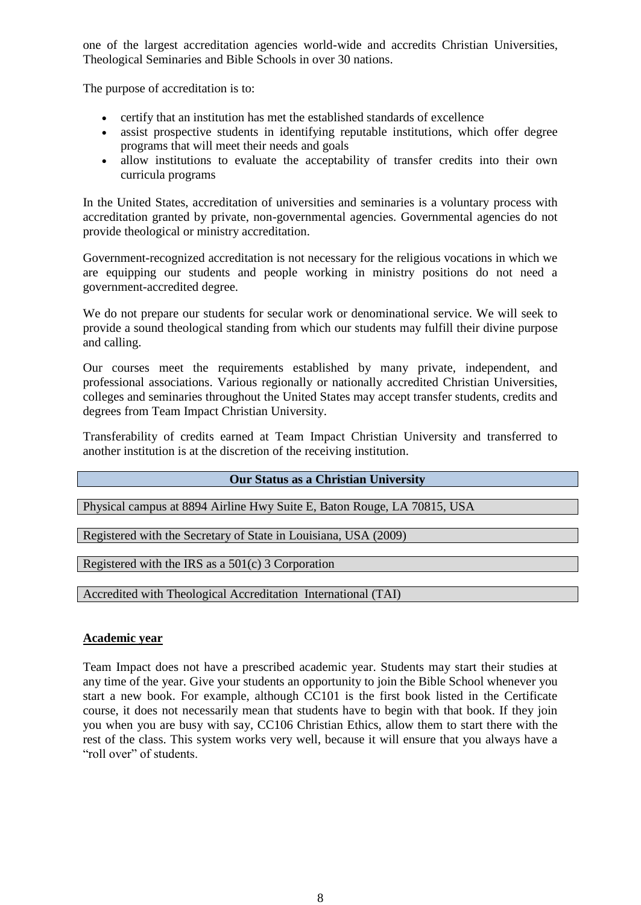one of the largest accreditation agencies world-wide and accredits Christian Universities, Theological Seminaries and Bible Schools in over 30 nations.

The purpose of accreditation is to:

- certify that an institution has met the established standards of excellence
- assist prospective students in identifying reputable institutions, which offer degree programs that will meet their needs and goals
- allow institutions to evaluate the acceptability of transfer credits into their own curricula programs

In the United States, accreditation of universities and seminaries is a voluntary process with accreditation granted by private, non-governmental agencies. Governmental agencies do not provide theological or ministry accreditation.

Government-recognized accreditation is not necessary for the religious vocations in which we are equipping our students and people working in ministry positions do not need a government-accredited degree.

We do not prepare our students for secular work or denominational service. We will seek to provide a sound theological standing from which our students may fulfill their divine purpose and calling.

Our courses meet the requirements established by many private, independent, and professional associations. Various regionally or nationally accredited Christian Universities, colleges and seminaries throughout the United States may accept transfer students, credits and degrees from Team Impact Christian University.

Transferability of credits earned at Team Impact Christian University and transferred to another institution is at the discretion of the receiving institution.

| **Our Status as a Christian University** |
|---|
| Physical campus at 8894 Airline Hwy Suite E, Baton Rouge, LA 70815, USA |
| Registered with the Secretary of State in Louisiana, USA (2009) |
| Registered with the IRS as a 501(c) 3 Corporation |
| Accredited with Theological Accreditation International (TAI) |

**Academic year**

Team Impact does not have a prescribed academic year. Students may start their studies at any time of the year. Give your students an opportunity to join the Bible School whenever you start a new book. For example, although CC101 is the first book listed in the Certificate course, it does not necessarily mean that students have to begin with that book. If they join you when you are busy with say, CC106 Christian Ethics, allow them to start there with the rest of the class. This system works very well, because it will ensure that you always have a "roll over" of students.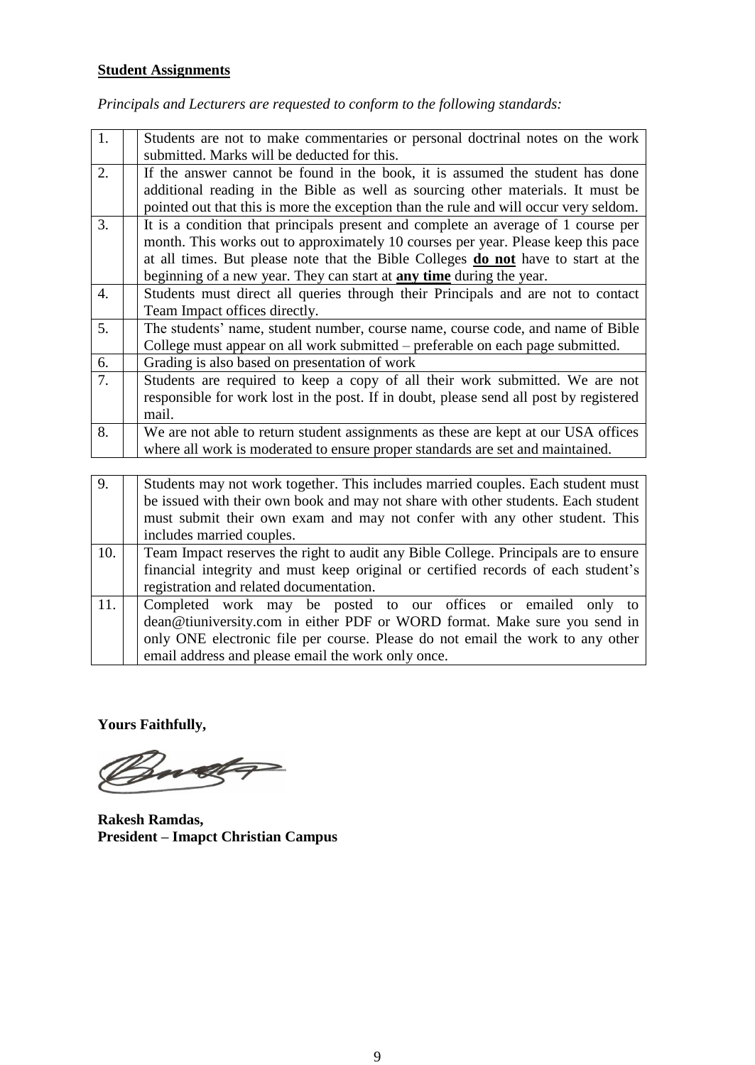**Student Assignments**

*Principals and Lecturers are requested to conform to the following standards:*

| | | |
|---|---|---|
| 1. | | Students are not to make commentaries or personal doctrinal notes on the work submitted. Marks will be deducted for this. |
| 2. | | If the answer cannot be found in the book, it is assumed the student has done additional reading in the Bible as well as sourcing other materials. It must be pointed out that this is more the exception than the rule and will occur very seldom. |
| 3. | | It is a condition that principals present and complete an average of 1 course per month. This works out to approximately 10 courses per year. Please keep this pace at all times. But please note that the Bible Colleges **do not** have to start at the beginning of a new year. They can start at **any time** during the year. |
| 4. | | Students must direct all queries through their Principals and are not to contact Team Impact offices directly. |
| 5. | | The students' name, student number, course name, course code, and name of Bible College must appear on all work submitted – preferable on each page submitted. |
| 6. | | Grading is also based on presentation of work |
| 7. | | Students are required to keep a copy of all their work submitted. We are not responsible for work lost in the post. If in doubt, please send all post by registered mail. |
| 8. | | We are not able to return student assignments as these are kept at our USA offices where all work is moderated to ensure proper standards are set and maintained. |
| 9. | | Students may not work together. This includes married couples. Each student must be issued with their own book and may not share with other students. Each student must submit their own exam and may not confer with any other student. This includes married couples. |
| 10. | | Team Impact reserves the right to audit any Bible College. Principals are to ensure financial integrity and must keep original or certified records of each student's registration and related documentation. |
| 11. | | Completed work may be posted to our offices or emailed only to dean@tiuniversity.com in either PDF or WORD format. Make sure you send in only ONE electronic file per course. Please do not email the work to any other email address and please email the work only once. |

**Yours Faithfully,**

**Rakesh Ramdas,**
**President – Imapct Christian Campus**